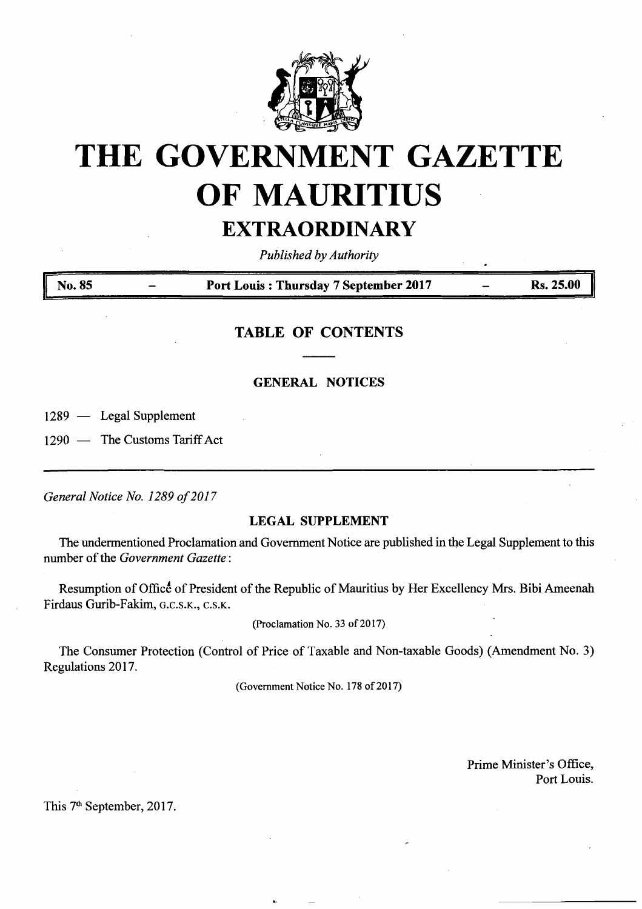# THE GOVERNMENT GAZETTE OF MAURITIUS

## EXTRAORDINARY

*Published by Authority*

| No. 85 | — | Port Louis : Thursday 7 September 2017 | — | Rs. 25.00 |
|---|---|---|---|---|

## TABLE OF CONTENTS

### GENERAL NOTICES

1289 — Legal Supplement

1290 — The Customs Tariff Act

---

*General Notice No. 1289 of 2017*

### LEGAL SUPPLEMENT

The undermentioned Proclamation and Government Notice are published in the Legal Supplement to this number of the *Government Gazette* :

Resumption of Office of President of the Republic of Mauritius by Her Excellency Mrs. Bibi Ameenah Firdaus Gurib-Fakim, G.C.S.K., C.S.K.

(Proclamation No. 33 of 2017)

The Consumer Protection (Control of Price of Taxable and Non-taxable Goods) (Amendment No. 3) Regulations 2017.

(Government Notice No. 178 of 2017)

Prime Minister's Office,
Port Louis.

This 7th September, 2017.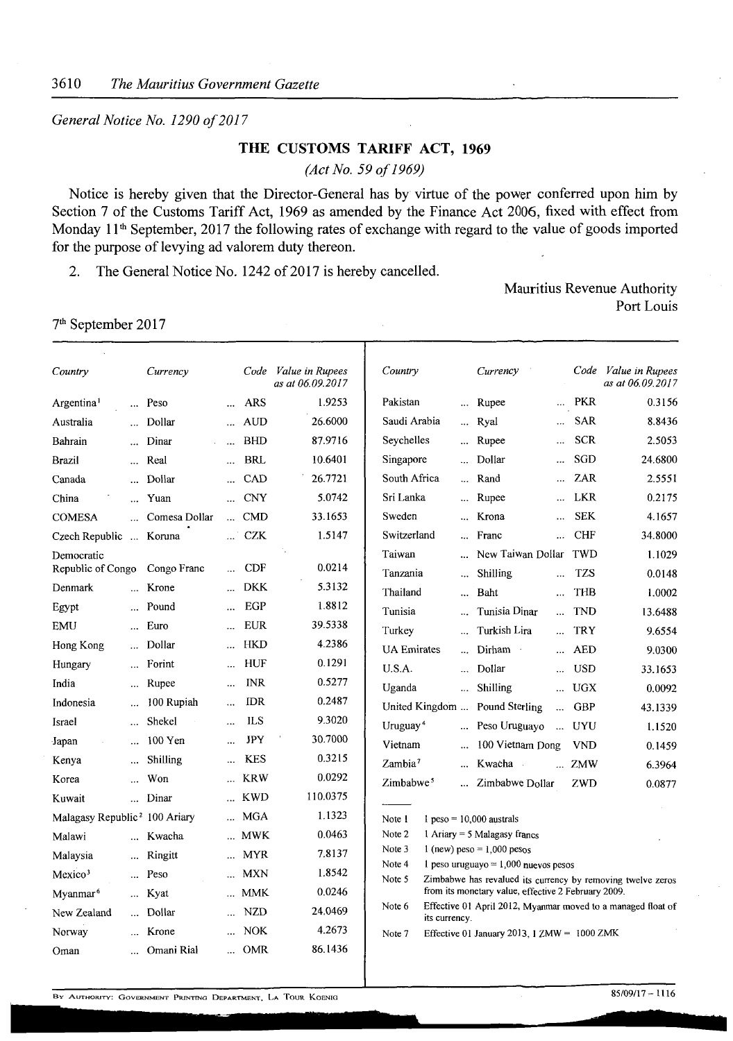*General Notice No. 1290 of 2017*

## THE CUSTOMS TARIFF ACT, 1969

*(Act No. 59 of 1969)*

Notice is hereby given that the Director-General has by virtue of the power conferred upon him by Section 7 of the Customs Tariff Act, 1969 as amended by the Finance Act 2006, fixed with effect from Monday 11th September, 2017 the following rates of exchange with regard to the value of goods imported for the purpose of levying ad valorem duty thereon.

2. The General Notice No. 1242 of 2017 is hereby cancelled.

Mauritius Revenue Authority
Port Louis

7th September 2017

| *Country* | *Currency* | *Code* | *Value in Rupees as at 06.09.2017* |
|---|---|---|---|
| Argentina[1] | Peso | ARS | 1.9253 |
| Australia | Dollar | AUD | 26.6000 |
| Bahrain | Dinar | BHD | 87.9716 |
| Brazil | Real | BRL | 10.6401 |
| Canada | Dollar | CAD | 26.7721 |
| China | Yuan | CNY | 5.0742 |
| COMESA | Comesa Dollar | CMD | 33.1653 |
| Czech Republic | Koruna | CZK | 1.5147 |
| Democratic Republic of Congo | Congo Franc | CDF | 0.0214 |
| Denmark | Krone | DKK | 5.3132 |
| Egypt | Pound | EGP | 1.8812 |
| EMU | Euro | EUR | 39.5338 |
| Hong Kong | Dollar | HKD | 4.2386 |
| Hungary | Forint | HUF | 0.1291 |
| India | Rupee | INR | 0.5277 |
| Indonesia | 100 Rupiah | IDR | 0.2487 |
| Israel | Shekel | ILS | 9.3020 |
| Japan | 100 Yen | JPY | 30.7000 |
| Kenya | Shilling | KES | 0.3215 |
| Korea | Won | KRW | 0.0292 |
| Kuwait | Dinar | KWD | 110.0375 |
| Malagasy Republic[2] | 100 Ariary | MGA | 1.1323 |
| Malawi | Kwacha | MWK | 0.0463 |
| Malaysia | Ringitt | MYR | 7.8137 |
| Mexico[3] | Peso | MXN | 1.8542 |
| Myanmar[6] | Kyat | MMK | 0.0246 |
| New Zealand | Dollar | NZD | 24.0469 |
| Norway | Krone | NOK | 4.2673 |
| Oman | Omani Rial | OMR | 86.1436 |
| Pakistan | Rupee | PKR | 0.3156 |
| Saudi Arabia | Ryal | SAR | 8.8436 |
| Seychelles | Rupee | SCR | 2.5053 |
| Singapore | Dollar | SGD | 24.6800 |
| South Africa | Rand | ZAR | 2.5551 |
| Sri Lanka | Rupee | LKR | 0.2175 |
| Sweden | Krona | SEK | 4.1657 |
| Switzerland | Franc | CHF | 34.8000 |
| Taiwan | New Taiwan Dollar | TWD | 1.1029 |
| Tanzania | Shilling | TZS | 0.0148 |
| Thailand | Baht | THB | 1.0002 |
| Tunisia | Tunisia Dinar | TND | 13.6488 |
| Turkey | Turkish Lira | TRY | 9.6554 |
| UA Emirates | Dirham | AED | 9.0300 |
| U.S.A. | Dollar | USD | 33.1653 |
| Uganda | Shilling | UGX | 0.0092 |
| United Kingdom | Pound Sterling | GBP | 43.1339 |
| Uruguay[4] | Peso Uruguayo | UYU | 1.1520 |
| Vietnam | 100 Vietnam Dong | VND | 0.1459 |
| Zambia[7] | Kwacha | ZMW | 6.3964 |
| Zimbabwe[5] | Zimbabwe Dollar | ZWD | 0.0877 |

Note 1 1 peso = 10,000 australs

Note 2 1 Ariary = 5 Malagasy francs

Note 3 1 (new) peso = 1,000 pesos

Note 4 1 peso uruguayo = 1,000 nuevos pesos

Note 5 Zimbabwe has revalued its currency by removing twelve zeros from its monetary value, effective 2 February 2009.

Note 6 Effective 01 April 2012, Myanmar moved to a managed float of its currency.

Note 7 Effective 01 January 2013, 1 ZMW = 1000 ZMK